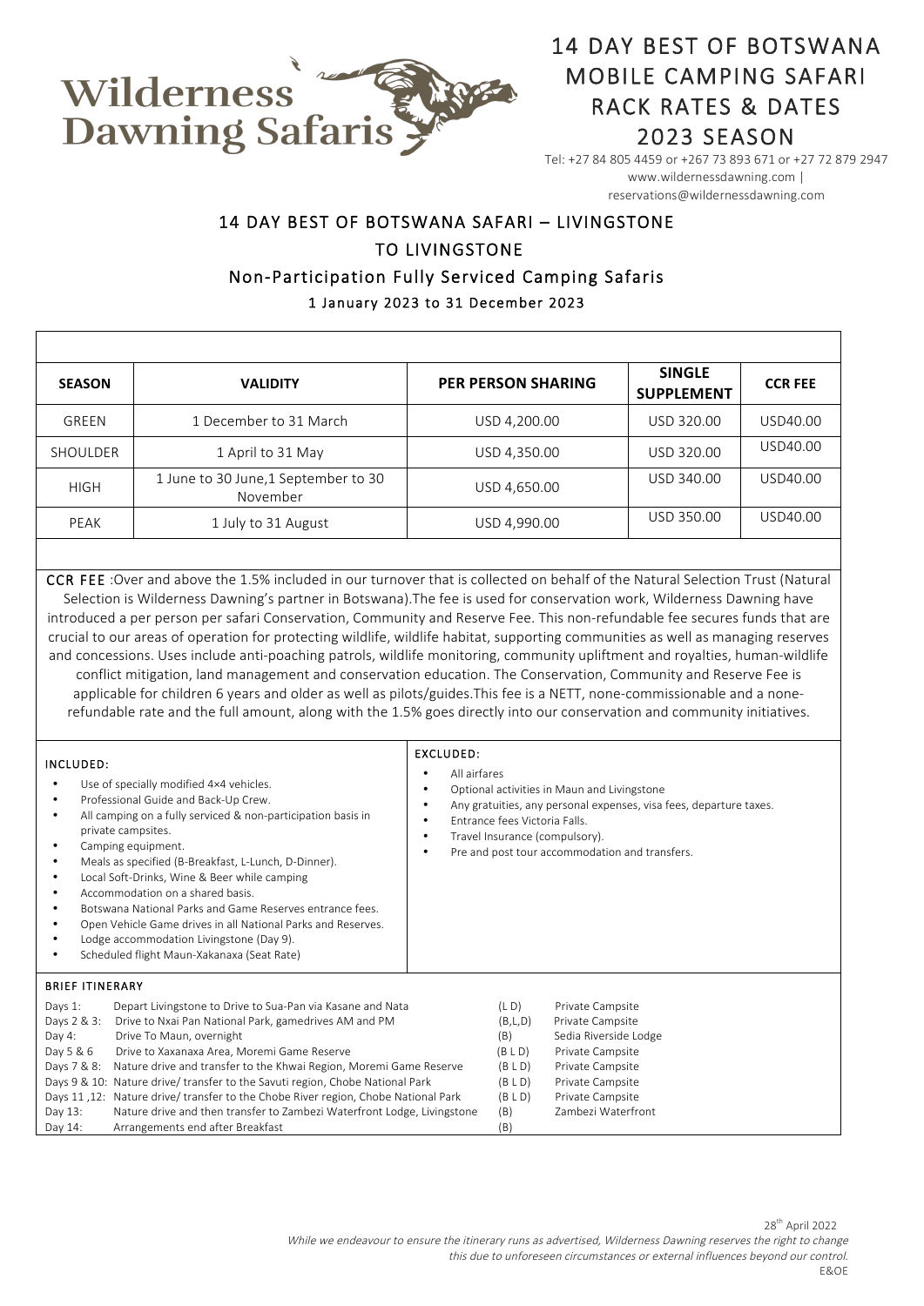# Wilderness Dawning Safaris

# 14 DAY BEST OF BOTSWANA MOBILE CAMPING SAFARI RACK RATES & DATES 2023 SEASON

Tel: +27 84 805 4459 or +267 73 893 671 or +27 72 879 2947
www.wildernessdawning.com |
reservations@wildernessdawning.com

## 14 DAY BEST OF BOTSWANA SAFARI – LIVINGSTONE TO LIVINGSTONE

### Non-Participation Fully Serviced Camping Safaris

1 January 2023 to 31 December 2023

| SEASON | VALIDITY | PER PERSON SHARING | SINGLE SUPPLEMENT | CCR FEE |
|---|---|---|---|---|
| GREEN | 1 December to 31 March | USD 4,200.00 | USD 320.00 | USD40.00 |
| SHOULDER | 1 April to 31 May | USD 4,350.00 | USD 320.00 | USD40.00 |
| HIGH | 1 June to 30 June,1 September to 30 November | USD 4,650.00 | USD 340.00 | USD40.00 |
| PEAK | 1 July to 31 August | USD 4,990.00 | USD 350.00 | USD40.00 |

**CCR FEE** :Over and above the 1.5% included in our turnover that is collected on behalf of the Natural Selection Trust (Natural Selection is Wilderness Dawning's partner in Botswana).The fee is used for conservation work, Wilderness Dawning have introduced a per person per safari Conservation, Community and Reserve Fee. This non-refundable fee secures funds that are crucial to our areas of operation for protecting wildlife, wildlife habitat, supporting communities as well as managing reserves and concessions. Uses include anti-poaching patrols, wildlife monitoring, community upliftment and royalties, human-wildlife conflict mitigation, land management and conservation education. The Conservation, Community and Reserve Fee is applicable for children 6 years and older as well as pilots/guides.This fee is a NETT, none-commissionable and a none-refundable rate and the full amount, along with the 1.5% goes directly into our conservation and community initiatives.

**INCLUDED:**

- Use of specially modified 4×4 vehicles.
- Professional Guide and Back-Up Crew.
- All camping on a fully serviced & non-participation basis in private campsites.
- Camping equipment.
- Meals as specified (B-Breakfast, L-Lunch, D-Dinner).
- Local Soft-Drinks, Wine & Beer while camping
- Accommodation on a shared basis.
- Botswana National Parks and Game Reserves entrance fees.
- Open Vehicle Game drives in all National Parks and Reserves.
- Lodge accommodation Livingstone (Day 9).
- Scheduled flight Maun-Xakanaxa (Seat Rate)

**EXCLUDED:**

- All airfares
- Optional activities in Maun and Livingstone
- Any gratuities, any personal expenses, visa fees, departure taxes.
- Entrance fees Victoria Falls.
- Travel Insurance (compulsory).
- Pre and post tour accommodation and transfers.

**BRIEF ITINERARY**

| Day | Itinerary | Meals | Accommodation |
|---|---|---|---|
| Days 1: | Depart Livingstone to Drive to Sua-Pan via Kasane and Nata | (L D) | Private Campsite |
| Days 2 & 3: | Drive to Nxai Pan National Park, gamedrives AM and PM | (B,L,D) | Private Campsite |
| Day 4: | Drive To Maun, overnight | (B) | Sedia Riverside Lodge |
| Day 5 & 6 | Drive to Xaxanaxa Area, Moremi Game Reserve | (B L D) | Private Campsite |
| Days 7 & 8: | Nature drive and transfer to the Khwai Region, Moremi Game Reserve | (B L D) | Private Campsite |
| Days 9 & 10: | Nature drive/ transfer to the Savuti region, Chobe National Park | (B L D) | Private Campsite |
| Days 11 ,12: | Nature drive/ transfer to the Chobe River region, Chobe National Park | (B L D) | Private Campsite |
| Day 13: | Nature drive and then transfer to Zambezi Waterfront Lodge, Livingstone | (B) | Zambezi Waterfront |
| Day 14: | Arrangements end after Breakfast | (B) | |

28th April 2022

*While we endeavour to ensure the itinerary runs as advertised, Wilderness Dawning reserves the right to change this due to unforeseen circumstances or external influences beyond our control.*

E&OE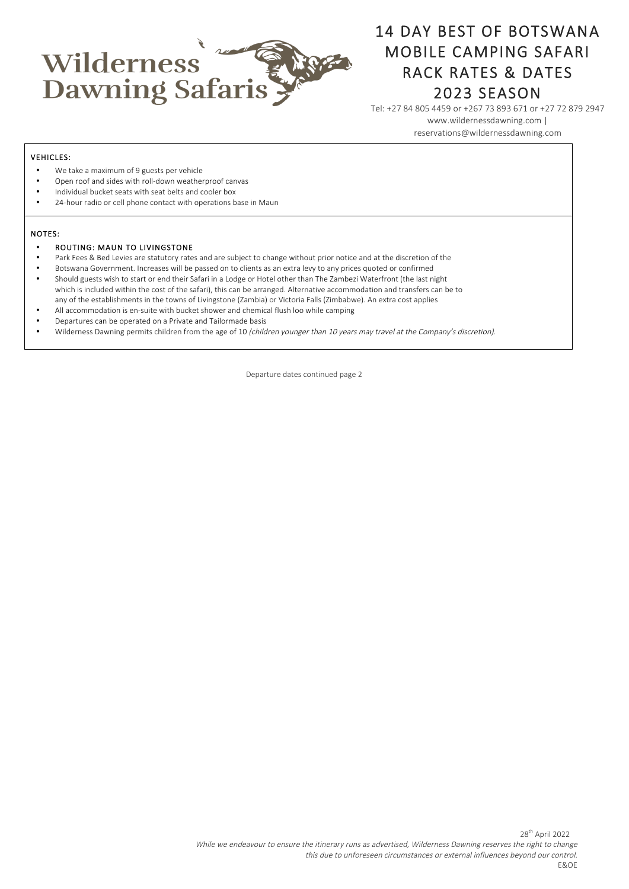Wilderness Dawning Safaris

# 14 DAY BEST OF BOTSWANA MOBILE CAMPING SAFARI RACK RATES & DATES 2023 SEASON

Tel: +27 84 805 4459 or +267 73 893 671 or +27 72 879 2947
www.wildernessdawning.com |
reservations@wildernessdawning.com

**VEHICLES:**

- We take a maximum of 9 guests per vehicle
- Open roof and sides with roll-down weatherproof canvas
- Individual bucket seats with seat belts and cooler box
- 24-hour radio or cell phone contact with operations base in Maun

**NOTES:**

- **ROUTING: MAUN TO LIVINGSTONE**
- Park Fees & Bed Levies are statutory rates and are subject to change without prior notice and at the discretion of the Botswana Government. Increases will be passed on to clients as an extra levy to any prices quoted or confirmed
- Should guests wish to start or end their Safari in a Lodge or Hotel other than The Zambezi Waterfront (the last night which is included within the cost of the safari), this can be arranged. Alternative accommodation and transfers can be to any of the establishments in the towns of Livingstone (Zambia) or Victoria Falls (Zimbabwe). An extra cost applies
- All accommodation is en-suite with bucket shower and chemical flush loo while camping
- Departures can be operated on a Private and Tailormade basis
- Wilderness Dawning permits children from the age of 10 *(children younger than 10 years may travel at the Company's discretion).*

Departure dates continued page 2

28th April 2022
*While we endeavour to ensure the itinerary runs as advertised, Wilderness Dawning reserves the right to change this due to unforeseen circumstances or external influences beyond our control.*
E&OE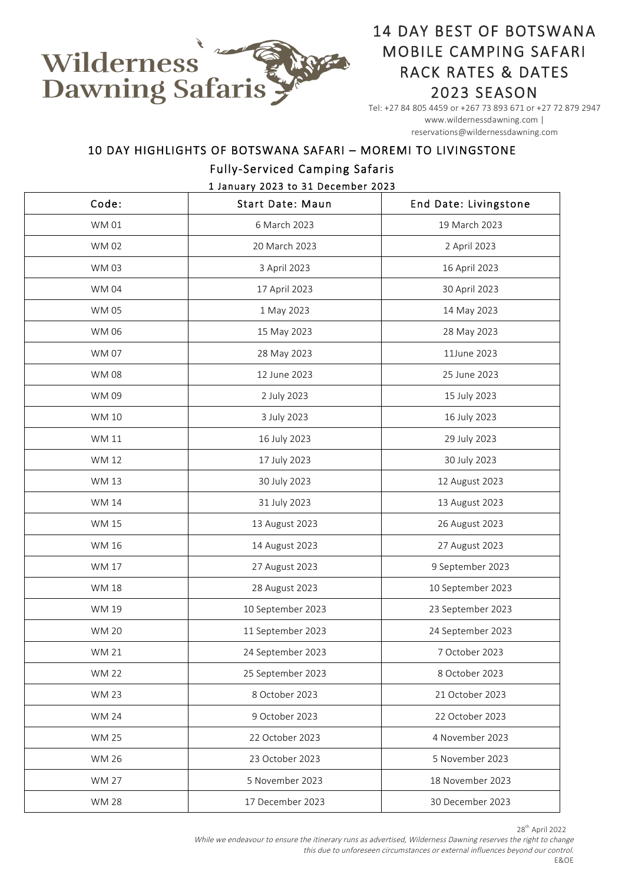Wilderness Dawning Safaris

# 14 DAY BEST OF BOTSWANA MOBILE CAMPING SAFARI RACK RATES & DATES 2023 SEASON

Tel: +27 84 805 4459 or +267 73 893 671 or +27 72 879 2947
www.wildernessdawning.com |
reservations@wildernessdawning.com

## 10 DAY HIGHLIGHTS OF BOTSWANA SAFARI – MOREMI TO LIVINGSTONE

### Fully-Serviced Camping Safaris

1 January 2023 to 31 December 2023

| Code: | Start Date: Maun | End Date: Livingstone |
|---|---|---|
| WM 01 | 6 March 2023 | 19 March 2023 |
| WM 02 | 20 March 2023 | 2 April 2023 |
| WM 03 | 3 April 2023 | 16 April 2023 |
| WM 04 | 17 April 2023 | 30 April 2023 |
| WM 05 | 1 May 2023 | 14 May 2023 |
| WM 06 | 15 May 2023 | 28 May 2023 |
| WM 07 | 28 May 2023 | 11June 2023 |
| WM 08 | 12 June 2023 | 25 June 2023 |
| WM 09 | 2 July 2023 | 15 July 2023 |
| WM 10 | 3 July 2023 | 16 July 2023 |
| WM 11 | 16 July 2023 | 29 July 2023 |
| WM 12 | 17 July 2023 | 30 July 2023 |
| WM 13 | 30 July 2023 | 12 August 2023 |
| WM 14 | 31 July 2023 | 13 August 2023 |
| WM 15 | 13 August 2023 | 26 August 2023 |
| WM 16 | 14 August 2023 | 27 August 2023 |
| WM 17 | 27 August 2023 | 9 September 2023 |
| WM 18 | 28 August 2023 | 10 September 2023 |
| WM 19 | 10 September 2023 | 23 September 2023 |
| WM 20 | 11 September 2023 | 24 September 2023 |
| WM 21 | 24 September 2023 | 7 October 2023 |
| WM 22 | 25 September 2023 | 8 October 2023 |
| WM 23 | 8 October 2023 | 21 October 2023 |
| WM 24 | 9 October 2023 | 22 October 2023 |
| WM 25 | 22 October 2023 | 4 November 2023 |
| WM 26 | 23 October 2023 | 5 November 2023 |
| WM 27 | 5 November 2023 | 18 November 2023 |
| WM 28 | 17 December 2023 | 30 December 2023 |

28th April 2022

*While we endeavour to ensure the itinerary runs as advertised, Wilderness Dawning reserves the right to change this due to unforeseen circumstances or external influences beyond our control.*

E&OE